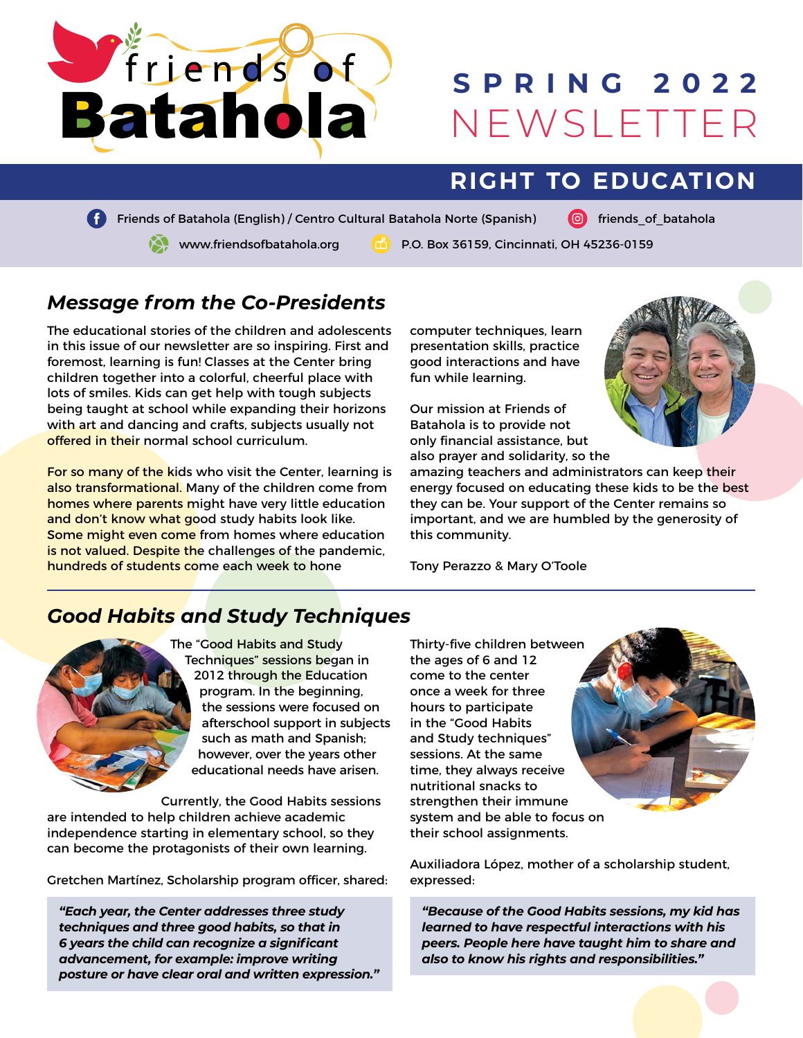# friends of Batahola

# SPRING 2022 NEWSLETTER

## RIGHT TO EDUCATION

Friends of Batahola (English) / Centro Cultural Batahola Norte (Spanish) friends_of_batahola

www.friendsofbatahola.org P.O. Box 36159, Cincinnati, OH 45236-0159

## *Message from the Co-Presidents*

The educational stories of the children and adolescents in this issue of our newsletter are so inspiring. First and foremost, learning is fun! Classes at the Center bring children together into a colorful, cheerful place with lots of smiles. Kids can get help with tough subjects being taught at school while expanding their horizons with art and dancing and crafts, subjects usually not offered in their normal school curriculum.

For so many of the kids who visit the Center, learning is also transformational. Many of the children come from homes where parents might have very little education and don't know what good study habits look like. Some might even come from homes where education is not valued. Despite the challenges of the pandemic, hundreds of students come each week to hone computer techniques, learn presentation skills, practice good interactions and have fun while learning.

Our mission at Friends of Batahola is to provide not only financial assistance, but also prayer and solidarity, so the amazing teachers and administrators can keep their energy focused on educating these kids to be the best they can be. Your support of the Center remains so important, and we are humbled by the generosity of this community.

Tony Perazzo & Mary O'Toole

## *Good Habits and Study Techniques*

The "Good Habits and Study Techniques" sessions began in 2012 through the Education program. In the beginning, the sessions were focused on afterschool support in subjects such as math and Spanish; however, over the years other educational needs have arisen.

Currently, the Good Habits sessions are intended to help children achieve academic independence starting in elementary school, so they can become the protagonists of their own learning.

Gretchen Martínez, Scholarship program officer, shared:

> ***"Each year, the Center addresses three study techniques and three good habits, so that in 6 years the child can recognize a significant advancement, for example: improve writing posture or have clear oral and written expression."***

Thirty-five children between the ages of 6 and 12 come to the center once a week for three hours to participate in the "Good Habits and Study techniques" sessions. At the same time, they always receive nutritional snacks to strengthen their immune system and be able to focus on their school assignments.

Auxiliadora López, mother of a scholarship student, expressed:

> ***"Because of the Good Habits sessions, my kid has learned to have respectful interactions with his peers. People here have taught him to share and also to know his rights and responsibilities."***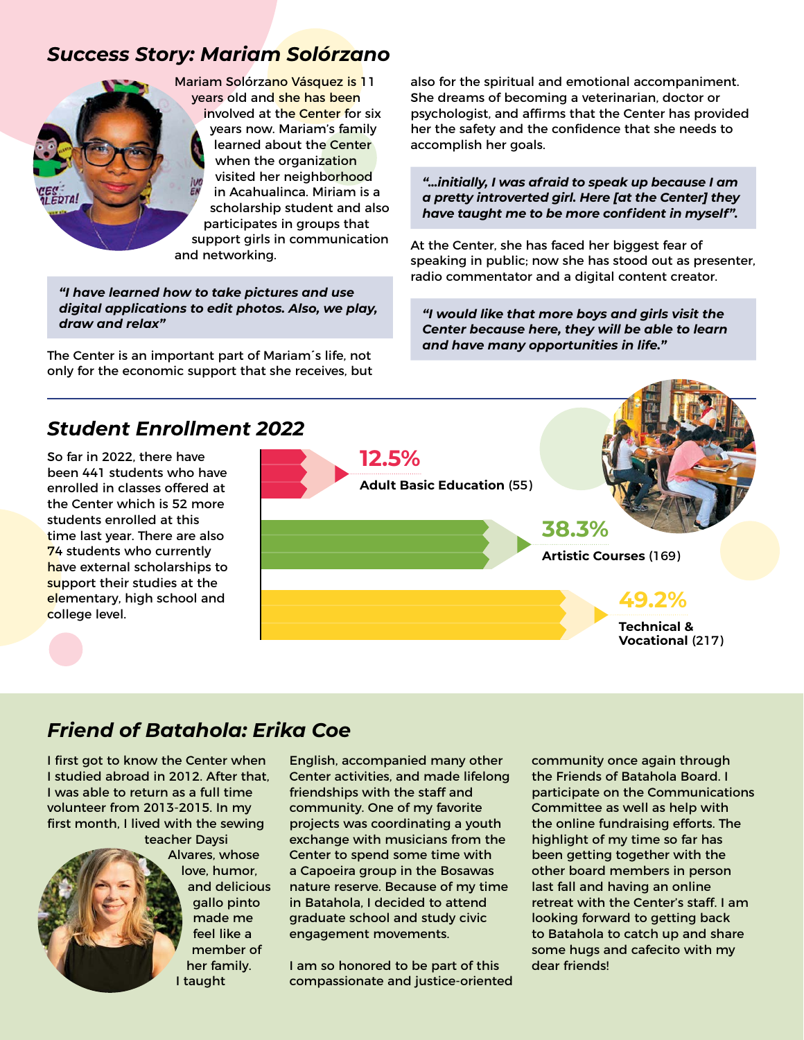## *Success Story: Mariam Solórzano*

Mariam Solórzano Vásquez is 11 years old and she has been involved at the Center for six years now. Mariam's family learned about the Center when the organization visited her neighborhood in Acahualinca. Miriam is a scholarship student and also participates in groups that support girls in communication and networking.

> ***"I have learned how to take pictures and use digital applications to edit photos. Also, we play, draw and relax"***

The Center is an important part of Mariam´s life, not only for the economic support that she receives, but also for the spiritual and emotional accompaniment. She dreams of becoming a veterinarian, doctor or psychologist, and affirms that the Center has provided her the safety and the confidence that she needs to accomplish her goals.

> ***"…initially, I was afraid to speak up because I am a pretty introverted girl. Here [at the Center] they have taught me to be more confident in myself".***

At the Center, she has faced her biggest fear of speaking in public; now she has stood out as presenter, radio commentator and a digital content creator.

> ***"I would like that more boys and girls visit the Center because here, they will be able to learn and have many opportunities in life."***

## *Student Enrollment 2022*

So far in 2022, there have been 441 students who have enrolled in classes offered at the Center which is 52 more students enrolled at this time last year. There are also 74 students who currently have external scholarships to support their studies at the elementary, high school and college level.

12.5%
**Adult Basic Education** (55)

38.3%
**Artistic Courses** (169)

49.2%
**Technical & Vocational** (217)

## *Friend of Batahola: Erika Coe*

I first got to know the Center when I studied abroad in 2012. After that, I was able to return as a full time volunteer from 2013-2015. In my first month, I lived with the sewing teacher Daysi Alvares, whose love, humor, and delicious gallo pinto made me feel like a member of her family. I taught English, accompanied many other Center activities, and made lifelong friendships with the staff and community. One of my favorite projects was coordinating a youth exchange with musicians from the Center to spend some time with a Capoeira group in the Bosawas nature reserve. Because of my time in Batahola, I decided to attend graduate school and study civic engagement movements.

I am so honored to be part of this compassionate and justice-oriented community once again through the Friends of Batahola Board. I participate on the Communications Committee as well as help with the online fundraising efforts. The highlight of my time so far has been getting together with the other board members in person last fall and having an online retreat with the Center's staff. I am looking forward to getting back to Batahola to catch up and share some hugs and cafecito with my dear friends!